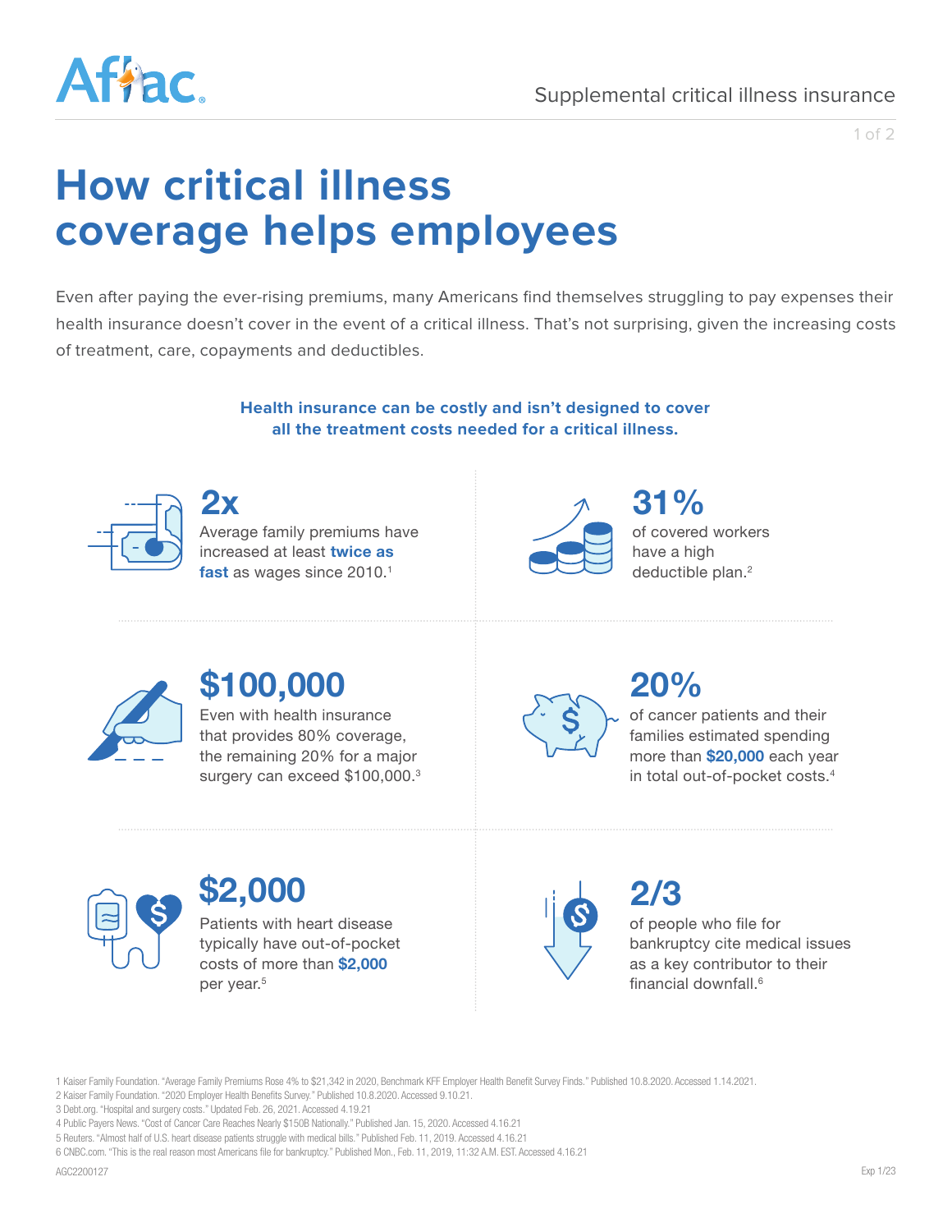Supplemental critical illness insurance

# How critical illness coverage helps employees

Even after paying the ever-rising premiums, many Americans find themselves struggling to pay expenses their health insurance doesn't cover in the event of a critical illness. That's not surprising, given the increasing costs of treatment, care, copayments and deductibles.

**Health insurance can be costly and isn't designed to cover all the treatment costs needed for a critical illness.**

## 2x

Average family premiums have increased at least **twice as fast** as wages since 2010.[1]

## 31%

of covered workers have a high deductible plan.[2]

## $100,000

Even with health insurance that provides 80% coverage, the remaining 20% for a major surgery can exceed $100,000.[3]

## 20%

of cancer patients and their families estimated spending more than **$20,000** each year in total out-of-pocket costs.[4]

## $2,000

Patients with heart disease typically have out-of-pocket costs of more than **$2,000** per year.[5]

## 2/3

of people who file for bankruptcy cite medical issues as a key contributor to their financial downfall.[6]

1 Kaiser Family Foundation. "Average Family Premiums Rose 4% to $21,342 in 2020, Benchmark KFF Employer Health Benefit Survey Finds." Published 10.8.2020. Accessed 1.14.2021.
2 Kaiser Family Foundation. "2020 Employer Health Benefits Survey." Published 10.8.2020. Accessed 9.10.21.
3 Debt.org. "Hospital and surgery costs." Updated Feb. 26, 2021. Accessed 4.19.21
4 Public Payers News. "Cost of Cancer Care Reaches Nearly $150B Nationally." Published Jan. 15, 2020. Accessed 4.16.21
5 Reuters. "Almost half of U.S. heart disease patients struggle with medical bills." Published Feb. 11, 2019. Accessed 4.16.21
6 CNBC.com. "This is the real reason most Americans file for bankruptcy." Published Mon., Feb. 11, 2019, 11:32 A.M. EST. Accessed 4.16.21

AGC2200127

Exp 1/23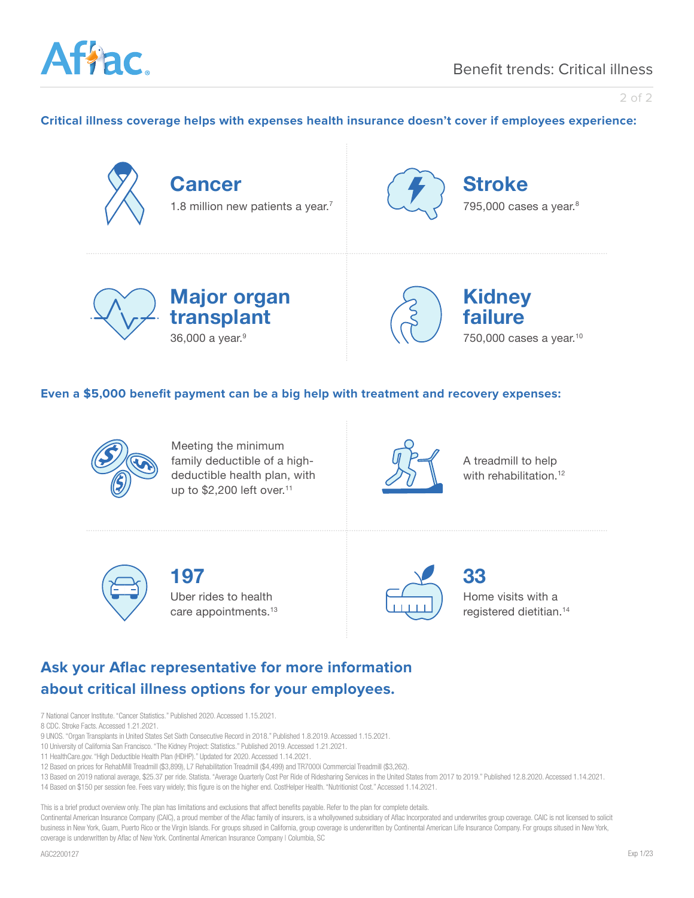**Critical illness coverage helps with expenses health insurance doesn't cover if employees experience:**

## Cancer

1.8 million new patients a year.[7]

## Stroke

795,000 cases a year.[8]

## Major organ transplant

36,000 a year.[9]

## Kidney failure

750,000 cases a year.[10]

**Even a $5,000 benefit payment can be a big help with treatment and recovery expenses:**

Meeting the minimum family deductible of a high-deductible health plan, with up to $2,200 left over.[11]

A treadmill to help with rehabilitation.[12]

**197**
Uber rides to health care appointments.[13]

**33**
Home visits with a registered dietitian.[14]

## Ask your Aflac representative for more information about critical illness options for your employees.

7 National Cancer Institute. "Cancer Statistics." Published 2020. Accessed 1.15.2021.
8 CDC. Stroke Facts. Accessed 1.21.2021.
9 UNOS. "Organ Transplants in United States Set Sixth Consecutive Record in 2018." Published 1.8.2019. Accessed 1.15.2021.
10 University of California San Francisco. "The Kidney Project: Statistics." Published 2019. Accessed 1.21.2021.
11 HealthCare.gov. "High Deductible Health Plan (HDHP)." Updated for 2020. Accessed 1.14.2021.
12 Based on prices for RehabMill Treadmill ($3,899), L7 Rehabilitation Treadmill ($4,499) and TR7000i Commercial Treadmill ($3,262).
13 Based on 2019 national average, $25.37 per ride. Statista. "Average Quarterly Cost Per Ride of Ridesharing Services in the United States from 2017 to 2019." Published 12.8.2020. Accessed 1.14.2021.
14 Based on $150 per session fee. Fees vary widely; this figure is on the higher end. CostHelper Health. "Nutritionist Cost." Accessed 1.14.2021.

This is a brief product overview only. The plan has limitations and exclusions that affect benefits payable. Refer to the plan for complete details.
Continental American Insurance Company (CAIC), a proud member of the Aflac family of insurers, is a whollyowned subsidiary of Aflac Incorporated and underwrites group coverage. CAIC is not licensed to solicit business in New York, Guam, Puerto Rico or the Virgin Islands. For groups sitused in California, group coverage is underwritten by Continental American Life Insurance Company. For groups sitused in New York, coverage is underwritten by Aflac of New York. Continental American Insurance Company | Columbia, SC

AGC2200127

Exp 1/23